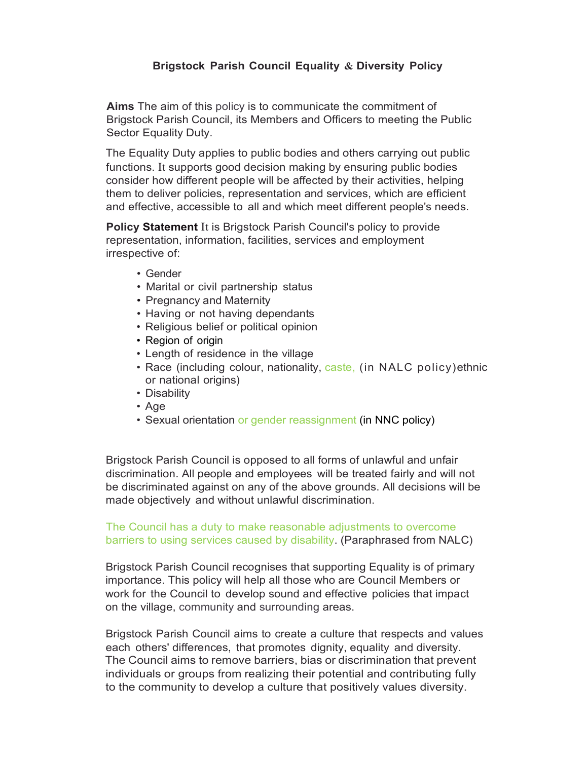# Brigstock Parish Council Equality & Diversity Policy

**Aims** The aim of this policy is to communicate the commitment of Brigstock Parish Council, its Members and Officers to meeting the Public Sector Equality Duty.

The Equality Duty applies to public bodies and others carrying out public functions. It supports good decision making by ensuring public bodies consider how different people will be affected by their activities, helping them to deliver policies, representation and services, which are efficient and effective, accessible to all and which meet different people's needs.

**Policy Statement** It is Brigstock Parish Council's policy to provide representation, information, facilities, services and employment irrespective of:

- Gender
- Marital or civil partnership status
- Pregnancy and Maternity
- Having or not having dependants
- Religious belief or political opinion
- Region of origin
- Length of residence in the village
- Race (including colour, nationality, caste, (in NALC policy)ethnic or national origins)
- Disability
- Age
- Sexual orientation or gender reassignment (in NNC policy)

Brigstock Parish Council is opposed to all forms of unlawful and unfair discrimination. All people and employees will be treated fairly and will not be discriminated against on any of the above grounds. All decisions will be made objectively and without unlawful discrimination.

The Council has a duty to make reasonable adjustments to overcome barriers to using services caused by disability. (Paraphrased from NALC)

Brigstock Parish Council recognises that supporting Equality is of primary importance. This policy will help all those who are Council Members or work for the Council to develop sound and effective policies that impact on the village, community and surrounding areas.

Brigstock Parish Council aims to create a culture that respects and values each others' differences, that promotes dignity, equality and diversity. The Council aims to remove barriers, bias or discrimination that prevent individuals or groups from realizing their potential and contributing fully to the community to develop a culture that positively values diversity.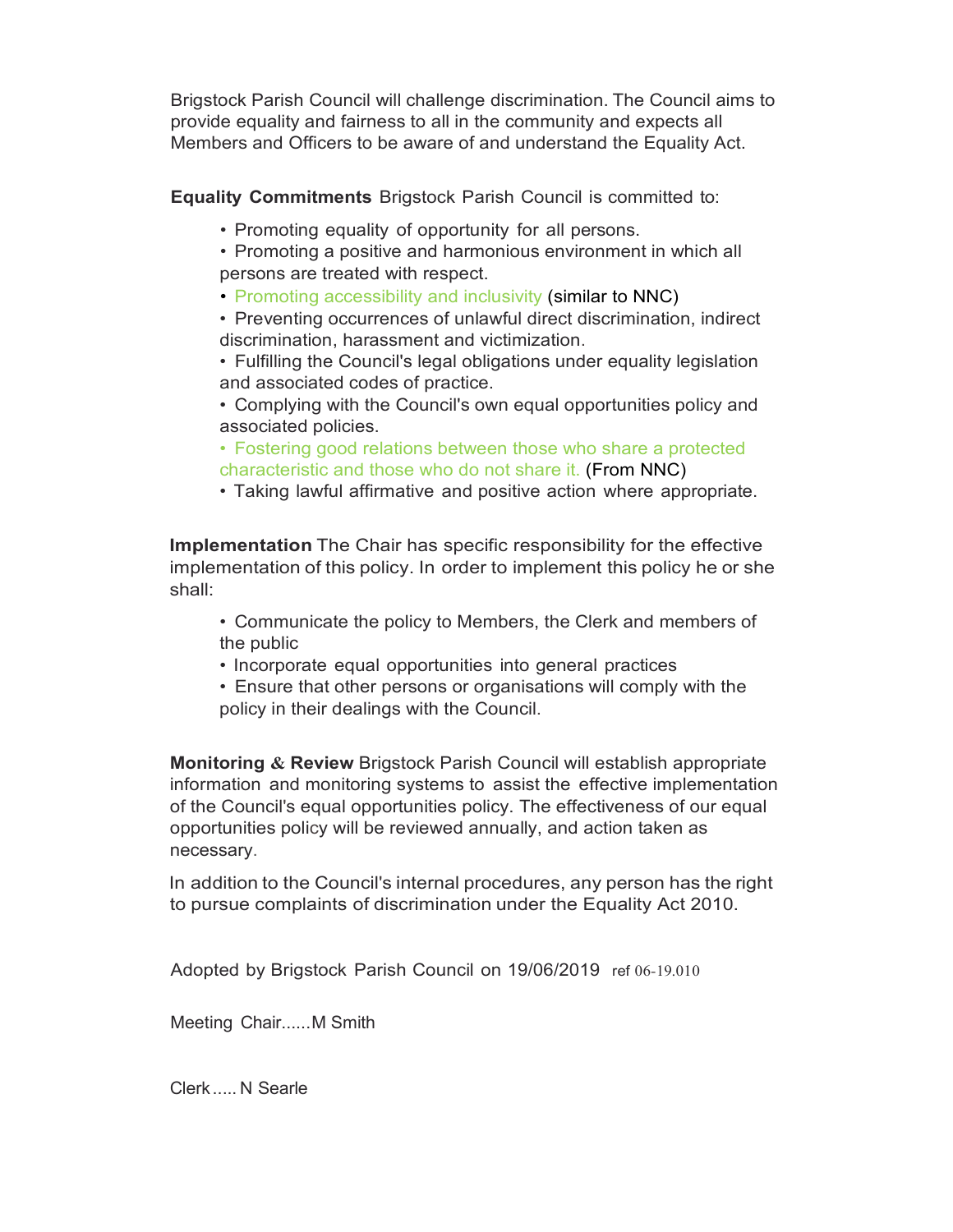Brigstock Parish Council will challenge discrimination. The Council aims to provide equality and fairness to all in the community and expects all Members and Officers to be aware of and understand the Equality Act.

**Equality Commitments** Brigstock Parish Council is committed to:

- Promoting equality of opportunity for all persons.
- Promoting a positive and harmonious environment in which all persons are treated with respect.
- Promoting accessibility and inclusivity (similar to NNC)
- Preventing occurrences of unlawful direct discrimination, indirect discrimination, harassment and victimization.
- Fulfilling the Council's legal obligations under equality legislation and associated codes of practice.
- Complying with the Council's own equal opportunities policy and associated policies.
- Fostering good relations between those who share a protected characteristic and those who do not share it. (From NNC)
- Taking lawful affirmative and positive action where appropriate.

**Implementation** The Chair has specific responsibility for the effective implementation of this policy. In order to implement this policy he or she shall:

- Communicate the policy to Members, the Clerk and members of the public
- Incorporate equal opportunities into general practices
- Ensure that other persons or organisations will comply with the policy in their dealings with the Council.

**Monitoring & Review** Brigstock Parish Council will establish appropriate information and monitoring systems to assist the effective implementation of the Council's equal opportunities policy. The effectiveness of our equal opportunities policy will be reviewed annually, and action taken as necessary.

In addition to the Council's internal procedures, any person has the right to pursue complaints of discrimination under the Equality Act 2010.

Adopted by Brigstock Parish Council on 19/06/2019 ref 06-19.010

Meeting Chair......M Smith

Clerk..... N Searle